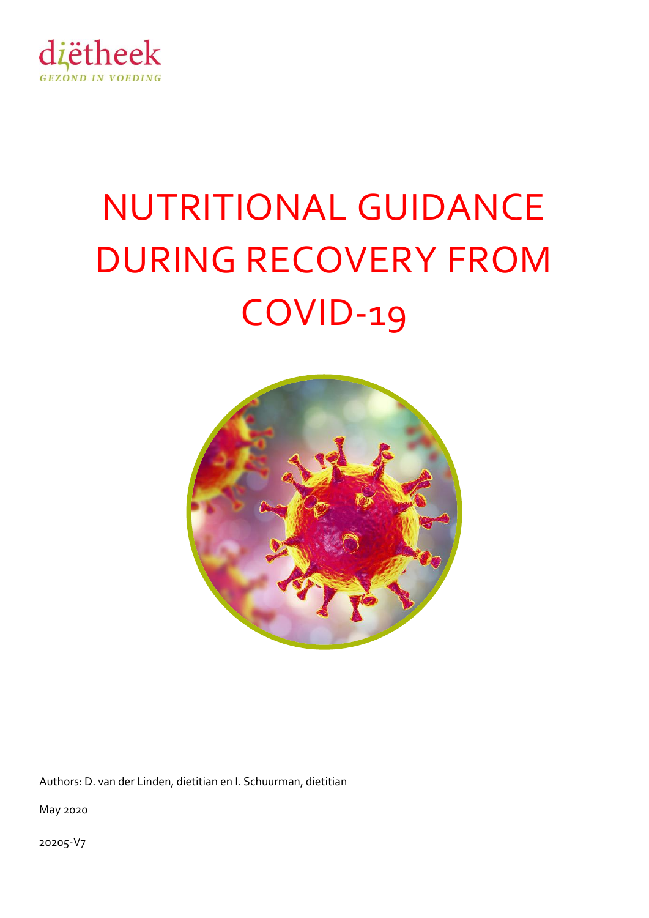diëtheek

GEZOND IN VOEDING

# NUTRITIONAL GUIDANCE DURING RECOVERY FROM COVID-19

Authors: D. van der Linden, dietitian en I. Schuurman, dietitian

May 2020

20205-V7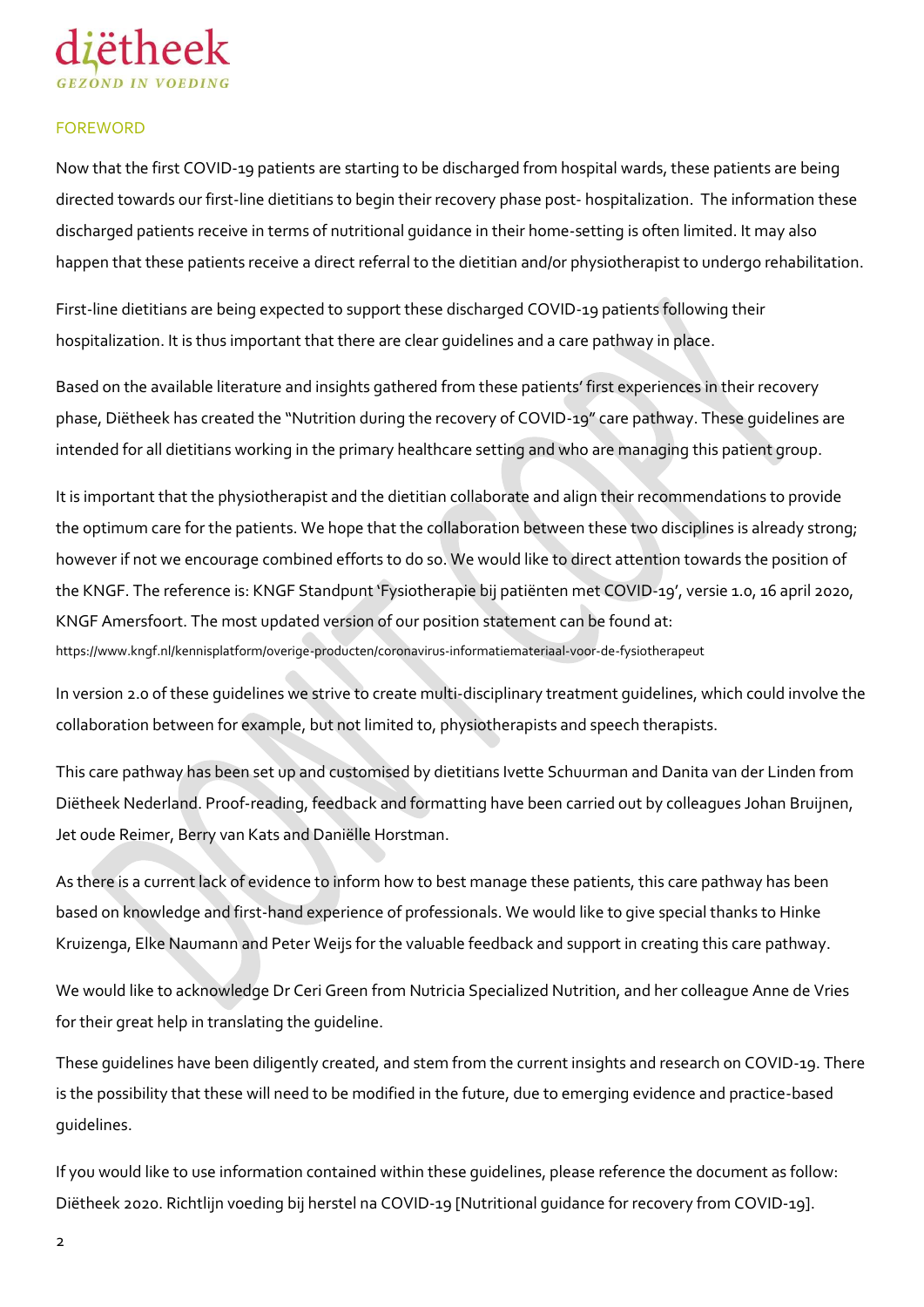## FOREWORD

Now that the first COVID-19 patients are starting to be discharged from hospital wards, these patients are being directed towards our first-line dietitians to begin their recovery phase post- hospitalization. The information these discharged patients receive in terms of nutritional guidance in their home-setting is often limited. It may also happen that these patients receive a direct referral to the dietitian and/or physiotherapist to undergo rehabilitation.

First-line dietitians are being expected to support these discharged COVID-19 patients following their hospitalization. It is thus important that there are clear guidelines and a care pathway in place.

Based on the available literature and insights gathered from these patients' first experiences in their recovery phase, Diëtheek has created the "Nutrition during the recovery of COVID-19" care pathway. These guidelines are intended for all dietitians working in the primary healthcare setting and who are managing this patient group.

It is important that the physiotherapist and the dietitian collaborate and align their recommendations to provide the optimum care for the patients. We hope that the collaboration between these two disciplines is already strong; however if not we encourage combined efforts to do so. We would like to direct attention towards the position of the KNGF. The reference is: KNGF Standpunt 'Fysiotherapie bij patiënten met COVID-19', versie 1.0, 16 april 2020, KNGF Amersfoort. The most updated version of our position statement can be found at: https://www.kngf.nl/kennisplatform/overige-producten/coronavirus-informatiemateriaal-voor-de-fysiotherapeut

In version 2.0 of these guidelines we strive to create multi-disciplinary treatment guidelines, which could involve the collaboration between for example, but not limited to, physiotherapists and speech therapists.

This care pathway has been set up and customised by dietitians Ivette Schuurman and Danita van der Linden from Diëtheek Nederland. Proof-reading, feedback and formatting have been carried out by colleagues Johan Bruijnen, Jet oude Reimer, Berry van Kats and Daniëlle Horstman.

As there is a current lack of evidence to inform how to best manage these patients, this care pathway has been based on knowledge and first-hand experience of professionals. We would like to give special thanks to Hinke Kruizenga, Elke Naumann and Peter Weijs for the valuable feedback and support in creating this care pathway.

We would like to acknowledge Dr Ceri Green from Nutricia Specialized Nutrition, and her colleague Anne de Vries for their great help in translating the guideline.

These guidelines have been diligently created, and stem from the current insights and research on COVID-19. There is the possibility that these will need to be modified in the future, due to emerging evidence and practice-based guidelines.

If you would like to use information contained within these guidelines, please reference the document as follow: Diëtheek 2020. Richtlijn voeding bij herstel na COVID-19 [Nutritional guidance for recovery from COVID-19].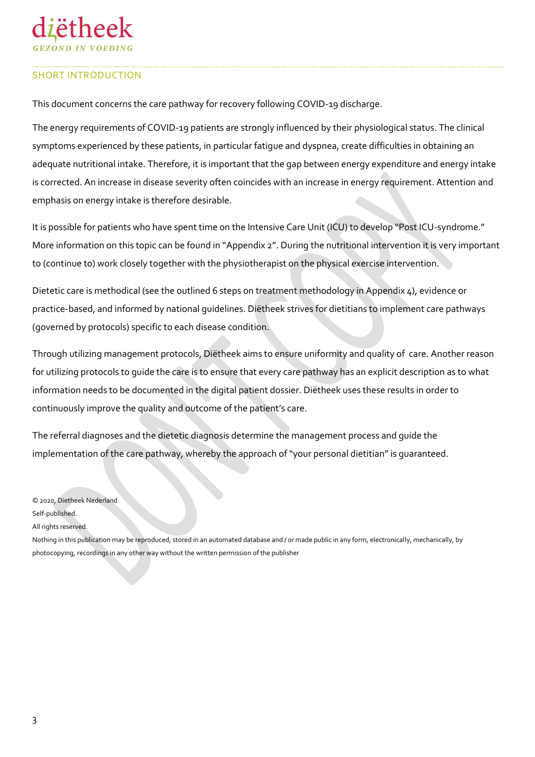## SHORT INTRODUCTION

This document concerns the care pathway for recovery following COVID-19 discharge.

The energy requirements of COVID-19 patients are strongly influenced by their physiological status. The clinical symptoms experienced by these patients, in particular fatigue and dyspnea, create difficulties in obtaining an adequate nutritional intake. Therefore, it is important that the gap between energy expenditure and energy intake is corrected. An increase in disease severity often coincides with an increase in energy requirement. Attention and emphasis on energy intake is therefore desirable.

It is possible for patients who have spent time on the Intensive Care Unit (ICU) to develop "Post ICU-syndrome." More information on this topic can be found in "Appendix 2". During the nutritional intervention it is very important to (continue to) work closely together with the physiotherapist on the physical exercise intervention.

Dietetic care is methodical (see the outlined 6 steps on treatment methodology in Appendix 4), evidence or practice-based, and informed by national guidelines. Diëtheek strives for dietitians to implement care pathways (governed by protocols) specific to each disease condition.

Through utilizing management protocols, Diëtheek aims to ensure uniformity and quality of care. Another reason for utilizing protocols to guide the care is to ensure that every care pathway has an explicit description as to what information needs to be documented in the digital patient dossier. Diëtheek uses these results in order to continuously improve the quality and outcome of the patient's care.

The referral diagnoses and the dietetic diagnosis determine the management process and guide the implementation of the care pathway, whereby the approach of "your personal dietitian" is guaranteed.

© 2020, Dietheek Nederland

Self-published.

All rights reserved.

Nothing in this publication may be reproduced, stored in an automated database and / or made public in any form, electronically, mechanically, by photocopying, recordings in any other way without the written permission of the publisher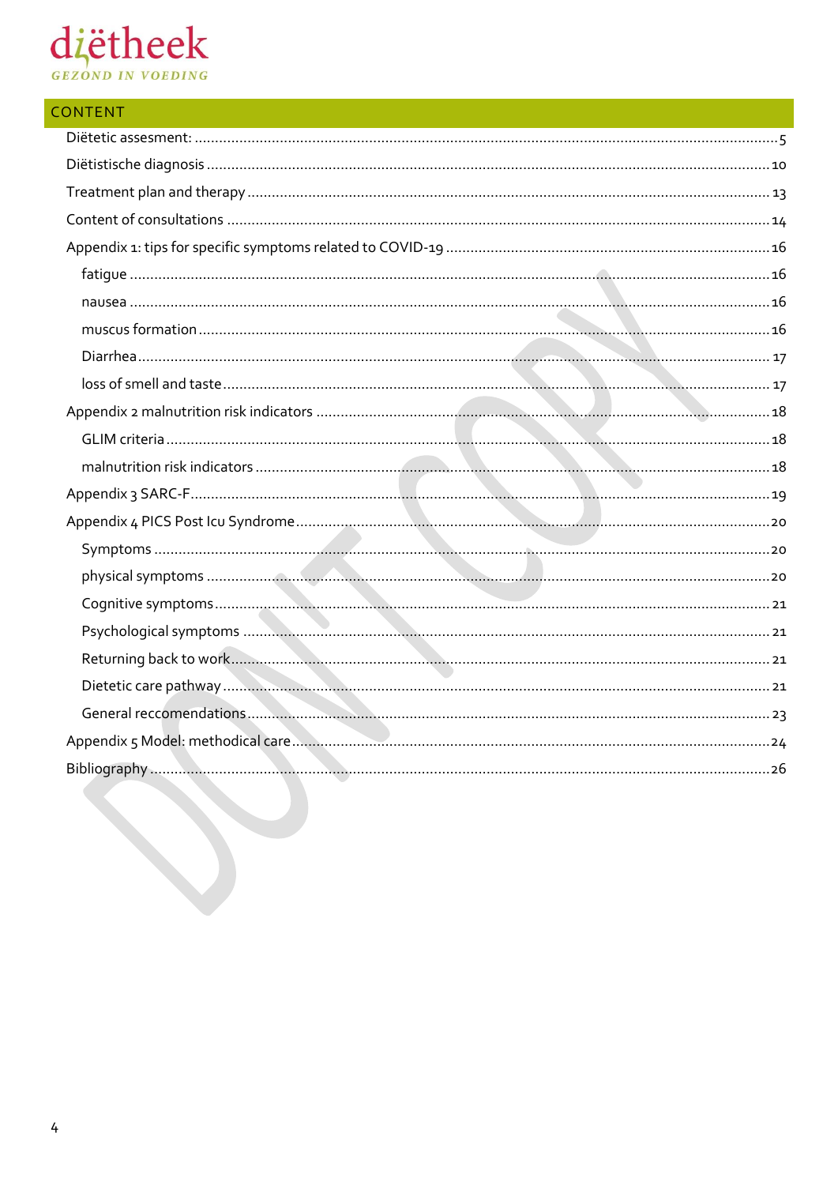## CONTENT

- Diëtetic assesment: ..... 5
- Diëtistische diagnosis ..... 10
- Treatment plan and therapy ..... 13
- Content of consultations ..... 14
- Appendix 1: tips for specific symptoms related to COVID-19 ..... 16
  - fatigue ..... 16
  - nausea ..... 16
  - muscus formation ..... 16
  - Diarrhea ..... 17
  - loss of smell and taste ..... 17
- Appendix 2 malnutrition risk indicators ..... 18
  - GLIM criteria ..... 18
  - malnutrition risk indicators ..... 18
- Appendix 3 SARC-F ..... 19
- Appendix 4 PICS Post Icu Syndrome ..... 20
  - Symptoms ..... 20
  - physical symptoms ..... 20
  - Cognitive symptoms ..... 21
  - Psychological symptoms ..... 21
  - Returning back to work ..... 21
  - Dietetic care pathway ..... 21
  - General reccomendations ..... 23
- Appendix 5 Model: methodical care ..... 24
- Bibliography ..... 26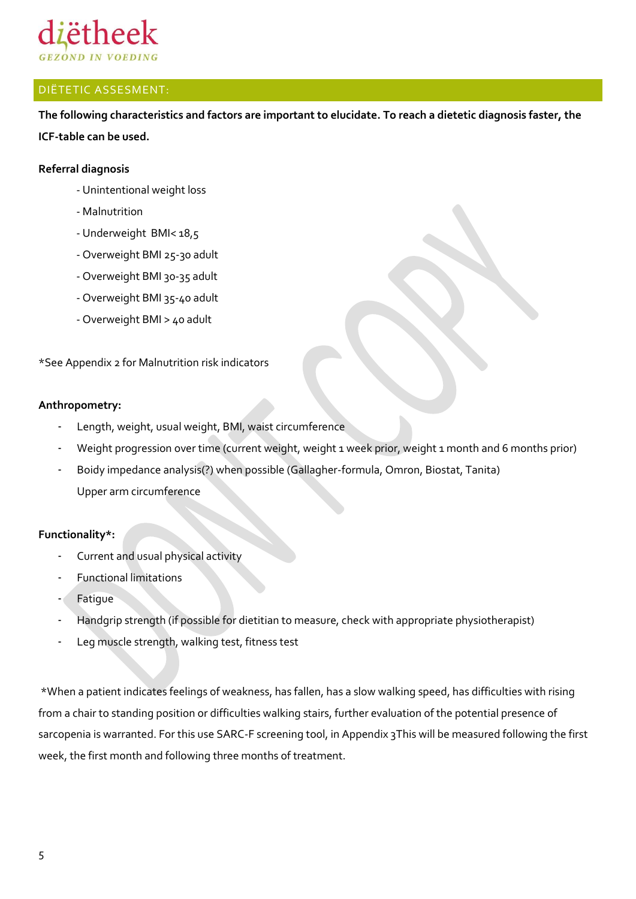## DIËTETIC ASSESMENT:

**The following characteristics and factors are important to elucidate. To reach a dietetic diagnosis faster, the ICF-table can be used.**

**Referral diagnosis**

- Unintentional weight loss
- Malnutrition
- Underweight BMI< 18,5
- Overweight BMI 25-30 adult
- Overweight BMI 30-35 adult
- Overweight BMI 35-40 adult
- Overweight BMI > 40 adult

*See Appendix 2 for Malnutrition risk indicators

**Anthropometry:**

- Length, weight, usual weight, BMI, waist circumference
- Weight progression over time (current weight, weight 1 week prior, weight 1 month and 6 months prior)
- Boidy impedance analysis(?) when possible (Gallagher-formula, Omron, Biostat, Tanita)
  Upper arm circumference

**Functionality*:**

- Current and usual physical activity
- Functional limitations
- Fatigue
- Handgrip strength (if possible for dietitian to measure, check with appropriate physiotherapist)
- Leg muscle strength, walking test, fitness test

*When a patient indicates feelings of weakness, has fallen, has a slow walking speed, has difficulties with rising from a chair to standing position or difficulties walking stairs, further evaluation of the potential presence of sarcopenia is warranted. For this use SARC-F screening tool, in Appendix 3This will be measured following the first week, the first month and following three months of treatment.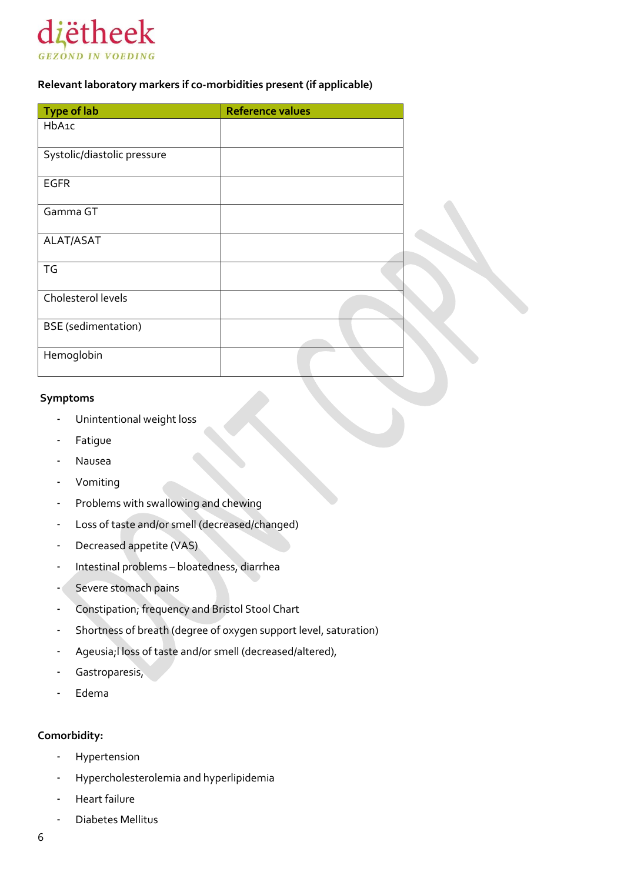**Relevant laboratory markers if co-morbidities present (if applicable)**

| Type of lab | Reference values |
|---|---|
| HbA1c | |
| Systolic/diastolic pressure | |
| EGFR | |
| Gamma GT | |
| ALAT/ASAT | |
| TG | |
| Cholesterol levels | |
| BSE (sedimentation) | |
| Hemoglobin | |

**Symptoms**

- Unintentional weight loss
- Fatigue
- Nausea
- Vomiting
- Problems with swallowing and chewing
- Loss of taste and/or smell (decreased/changed)
- Decreased appetite (VAS)
- Intestinal problems – bloatedness, diarrhea
- Severe stomach pains
- Constipation; frequency and Bristol Stool Chart
- Shortness of breath (degree of oxygen support level, saturation)
- Ageusia;l loss of taste and/or smell (decreased/altered),
- Gastroparesis,
- Edema

**Comorbidity:**

- Hypertension
- Hypercholesterolemia and hyperlipidemia
- Heart failure
- Diabetes Mellitus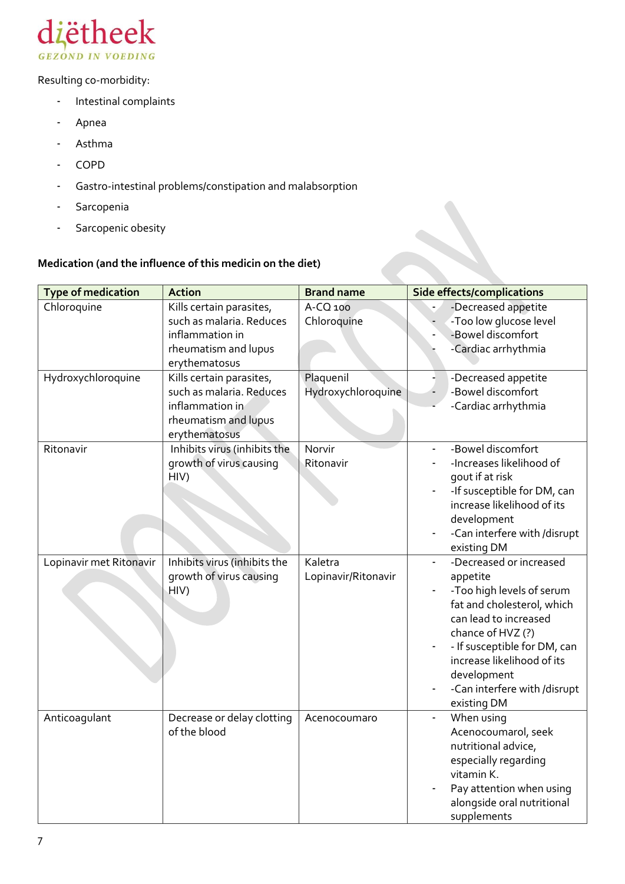Resulting co-morbidity:

- Intestinal complaints
- Apnea
- Asthma
- COPD
- Gastro-intestinal problems/constipation and malabsorption
- Sarcopenia
- Sarcopenic obesity

**Medication (and the influence of this medicin on the diet)**

| Type of medication | Action | Brand name | Side effects/complications |
|---|---|---|---|
| Chloroquine | Kills certain parasites, such as malaria. Reduces inflammation in rheumatism and lupus erythematosus | A-CQ 100<br>Chloroquine | - -Decreased appetite<br>- -Too low glucose level<br>- -Bowel discomfort<br>- -Cardiac arrhythmia |
| Hydroxychloroquine | Kills certain parasites, such as malaria. Reduces inflammation in rheumatism and lupus erythematosus | Plaquenil<br>Hydroxychloroquine | - -Decreased appetite<br>- -Bowel discomfort<br>- -Cardiac arrhythmia |
| Ritonavir | Inhibits virus (inhibits the growth of virus causing HIV) | Norvir<br>Ritonavir | - -Bowel discomfort<br>- -Increases likelihood of gout if at risk<br>- -If susceptible for DM, can increase likelihood of its development<br>- -Can interfere with /disrupt existing DM |
| Lopinavir met Ritonavir | Inhibits virus (inhibits the growth of virus causing HIV) | Kaletra<br>Lopinavir/Ritonavir | - -Decreased or increased appetite<br>- -Too high levels of serum fat and cholesterol, which can lead to increased chance of HVZ (?)<br>- - If susceptible for DM, can increase likelihood of its development<br>- -Can interfere with /disrupt existing DM |
| Anticoagulant | Decrease or delay clotting of the blood | Acenocoumaro | - When using Acenocoumarol, seek nutritional advice, especially regarding vitamin K.<br>- Pay attention when using alongside oral nutritional supplements |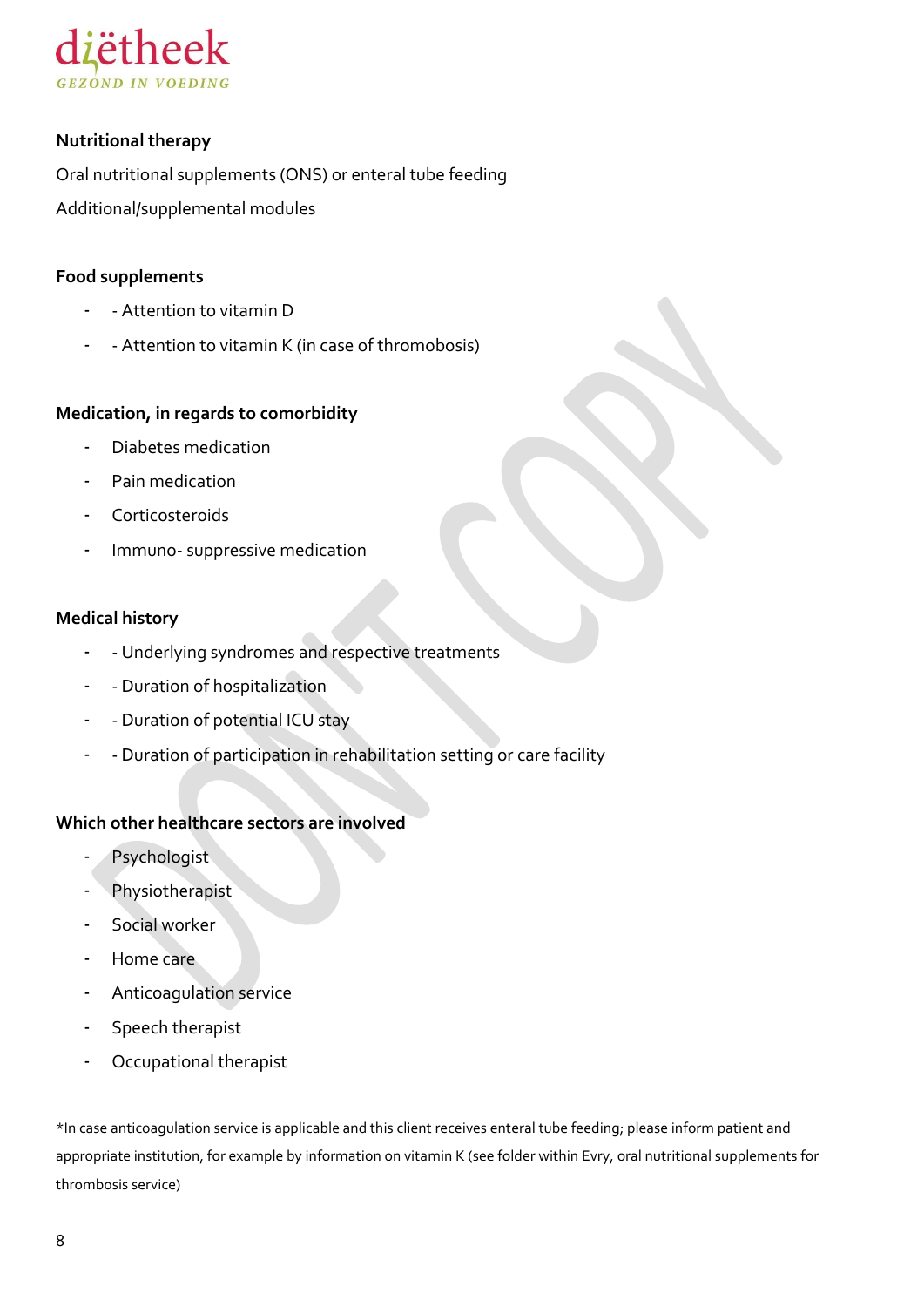**Nutritional therapy**

Oral nutritional supplements (ONS) or enteral tube feeding

Additional/supplemental modules

**Food supplements**

- - Attention to vitamin D
- - Attention to vitamin K (in case of thrombosis)

**Medication, in regards to comorbidity**

- Diabetes medication
- Pain medication
- Corticosteroids
- Immuno- suppressive medication

**Medical history**

- - Underlying syndromes and respective treatments
- - Duration of hospitalization
- - Duration of potential ICU stay
- - Duration of participation in rehabilitation setting or care facility

**Which other healthcare sectors are involved**

- Psychologist
- Physiotherapist
- Social worker
- Home care
- Anticoagulation service
- Speech therapist
- Occupational therapist

*In case anticoagulation service is applicable and this client receives enteral tube feeding; please inform patient and appropriate institution, for example by information on vitamin K (see folder within Evry, oral nutritional supplements for thrombosis service)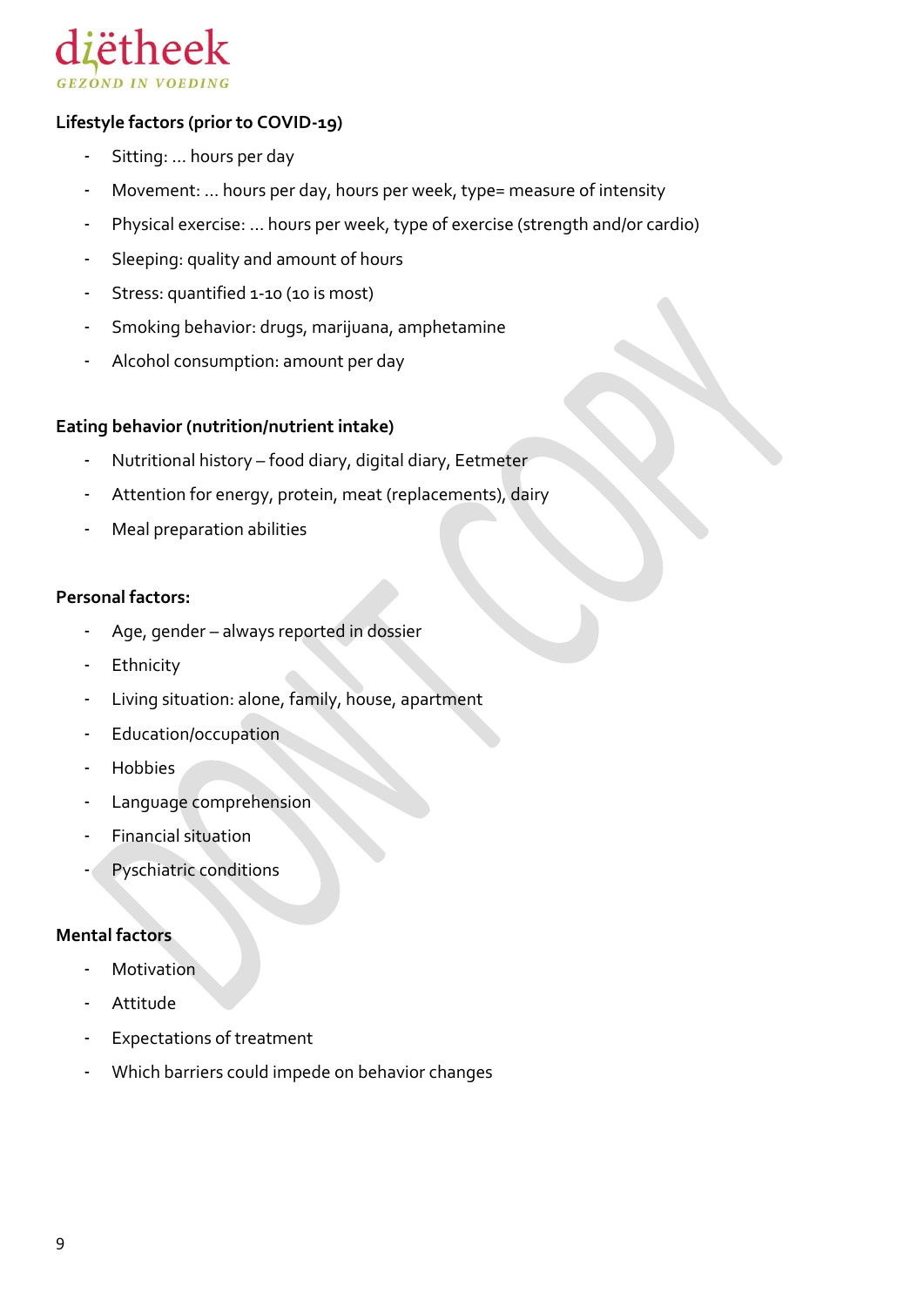**Lifestyle factors (prior to COVID-19)**

- Sitting: ... hours per day
- Movement: ... hours per day, hours per week, type= measure of intensity
- Physical exercise: ... hours per week, type of exercise (strength and/or cardio)
- Sleeping: quality and amount of hours
- Stress: quantified 1-10 (10 is most)
- Smoking behavior: drugs, marijuana, amphetamine
- Alcohol consumption: amount per day

**Eating behavior (nutrition/nutrient intake)**

- Nutritional history – food diary, digital diary, Eetmeter
- Attention for energy, protein, meat (replacements), dairy
- Meal preparation abilities

**Personal factors:**

- Age, gender – always reported in dossier
- Ethnicity
- Living situation: alone, family, house, apartment
- Education/occupation
- Hobbies
- Language comprehension
- Financial situation
- Pyschiatric conditions

**Mental factors**

- Motivation
- Attitude
- Expectations of treatment
- Which barriers could impede on behavior changes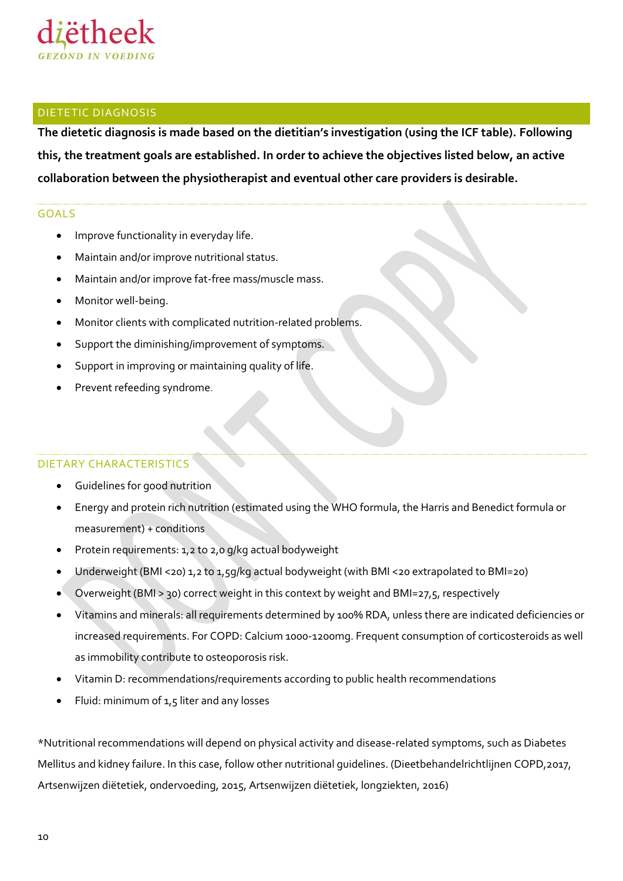## DIETETIC DIAGNOSIS

**The dietetic diagnosis is made based on the dietitian's investigation (using the ICF table). Following this, the treatment goals are established. In order to achieve the objectives listed below, an active collaboration between the physiotherapist and eventual other care providers is desirable.**

### GOALS

- Improve functionality in everyday life.
- Maintain and/or improve nutritional status.
- Maintain and/or improve fat-free mass/muscle mass.
- Monitor well-being.
- Monitor clients with complicated nutrition-related problems.
- Support the diminishing/improvement of symptoms.
- Support in improving or maintaining quality of life.
- Prevent refeeding syndrome.

### DIETARY CHARACTERISTICS

- Guidelines for good nutrition
- Energy and protein rich nutrition (estimated using the WHO formula, the Harris and Benedict formula or measurement) + conditions
- Protein requirements: 1,2 to 2,0 g/kg actual bodyweight
- Underweight (BMI <20) 1,2 to 1,5g/kg actual bodyweight (with BMI <20 extrapolated to BMI=20)
- Overweight (BMI > 30) correct weight in this context by weight and BMI=27,5, respectively
- Vitamins and minerals: all requirements determined by 100% RDA, unless there are indicated deficiencies or increased requirements. For COPD: Calcium 1000-1200mg. Frequent consumption of corticosteroids as well as immobility contribute to osteoporosis risk.
- Vitamin D: recommendations/requirements according to public health recommendations
- Fluid: minimum of 1,5 liter and any losses

*Nutritional recommendations will depend on physical activity and disease-related symptoms, such as Diabetes Mellitus and kidney failure. In this case, follow other nutritional guidelines. (Dieetbehandelrichtlijnen COPD,2017, Artsenwijzen diëtetiek, ondervoeding, 2015, Artsenwijzen diëtetiek, longziekten, 2016)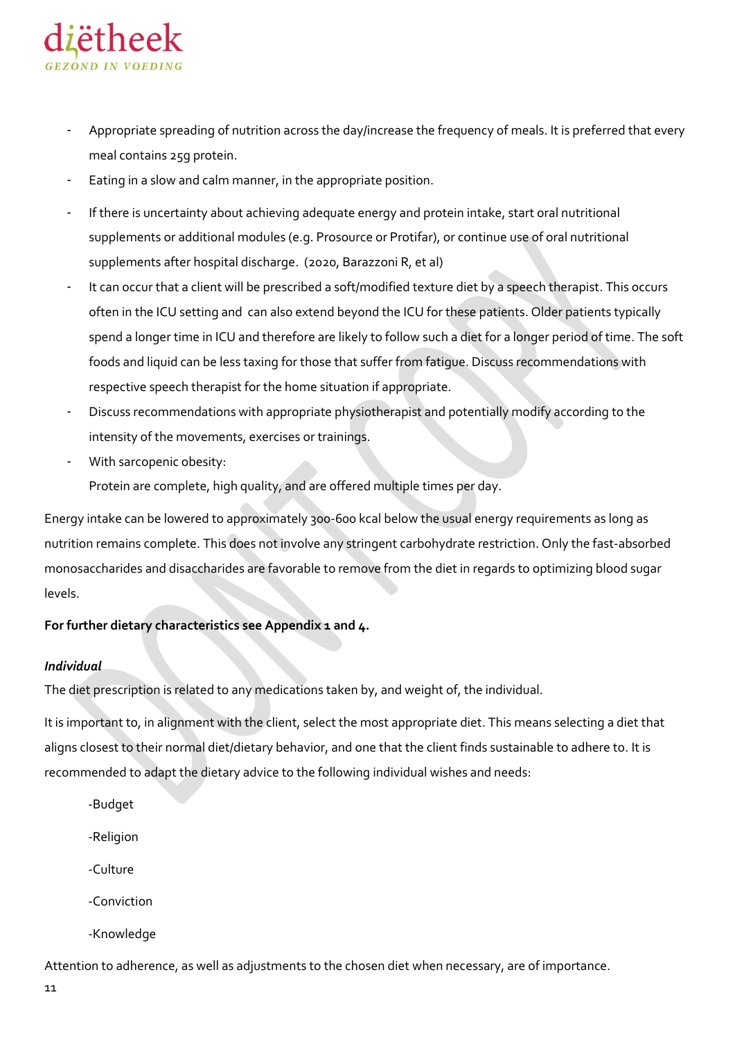- Appropriate spreading of nutrition across the day/increase the frequency of meals. It is preferred that every meal contains 25g protein.
- Eating in a slow and calm manner, in the appropriate position.
- If there is uncertainty about achieving adequate energy and protein intake, start oral nutritional supplements or additional modules (e.g. Prosource or Protifar), or continue use of oral nutritional supplements after hospital discharge. (2020, Barazzoni R, et al)
- It can occur that a client will be prescribed a soft/modified texture diet by a speech therapist. This occurs often in the ICU setting and can also extend beyond the ICU for these patients. Older patients typically spend a longer time in ICU and therefore are likely to follow such a diet for a longer period of time. The soft foods and liquid can be less taxing for those that suffer from fatigue. Discuss recommendations with respective speech therapist for the home situation if appropriate.
- Discuss recommendations with appropriate physiotherapist and potentially modify according to the intensity of the movements, exercises or trainings.
- With sarcopenic obesity:
  Protein are complete, high quality, and are offered multiple times per day.

Energy intake can be lowered to approximately 300-600 kcal below the usual energy requirements as long as nutrition remains complete. This does not involve any stringent carbohydrate restriction. Only the fast-absorbed monosaccharides and disaccharides are favorable to remove from the diet in regards to optimizing blood sugar levels.

**For further dietary characteristics see Appendix 1 and 4.**

***Individual***

The diet prescription is related to any medications taken by, and weight of, the individual.

It is important to, in alignment with the client, select the most appropriate diet. This means selecting a diet that aligns closest to their normal diet/dietary behavior, and one that the client finds sustainable to adhere to. It is recommended to adapt the dietary advice to the following individual wishes and needs:

-Budget

-Religion

-Culture

-Conviction

-Knowledge

Attention to adherence, as well as adjustments to the chosen diet when necessary, are of importance.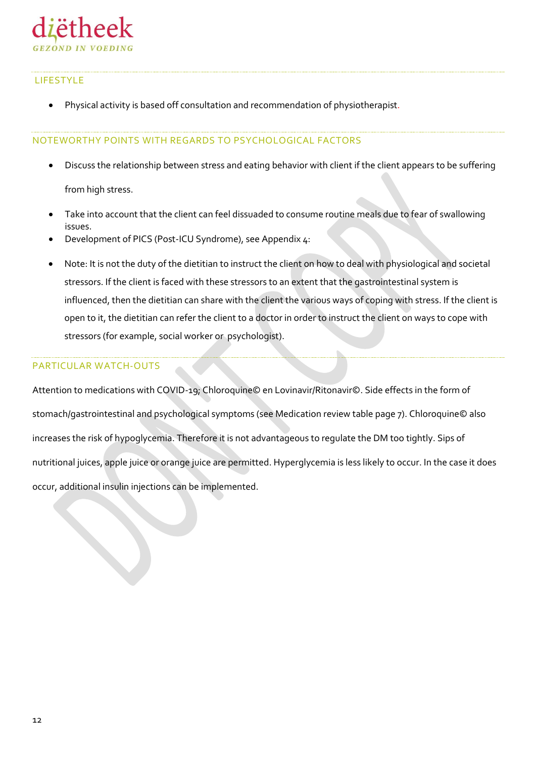## LIFESTYLE

- Physical activity is based off consultation and recommendation of physiotherapist.

## NOTEWORTHY POINTS WITH REGARDS TO PSYCHOLOGICAL FACTORS

- Discuss the relationship between stress and eating behavior with client if the client appears to be suffering from high stress.
- Take into account that the client can feel dissuaded to consume routine meals due to fear of swallowing issues.
- Development of PICS (Post-ICU Syndrome), see Appendix 4:
- Note: It is not the duty of the dietitian to instruct the client on how to deal with physiological and societal stressors. If the client is faced with these stressors to an extent that the gastrointestinal system is influenced, then the dietitian can share with the client the various ways of coping with stress. If the client is open to it, the dietitian can refer the client to a doctor in order to instruct the client on ways to cope with stressors (for example, social worker or psychologist).

## PARTICULAR WATCH-OUTS

Attention to medications with COVID-19; Chloroquine© en Lovinavir/Ritonavir©. Side effects in the form of stomach/gastrointestinal and psychological symptoms (see Medication review table page 7). Chloroquine© also increases the risk of hypoglycemia. Therefore it is not advantageous to regulate the DM too tightly. Sips of nutritional juices, apple juice or orange juice are permitted. Hyperglycemia is less likely to occur. In the case it does occur, additional insulin injections can be implemented.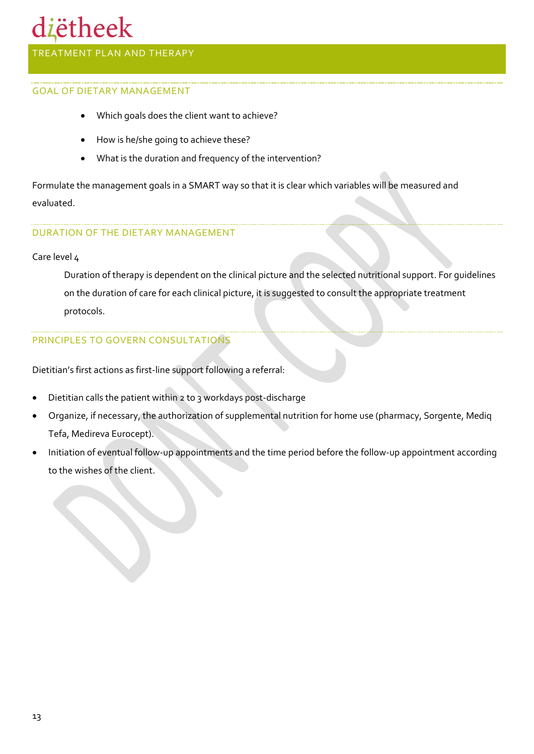# TREATMENT PLAN AND THERAPY

## GOAL OF DIETARY MANAGEMENT

- Which goals does the client want to achieve?
- How is he/she going to achieve these?
- What is the duration and frequency of the intervention?

Formulate the management goals in a SMART way so that it is clear which variables will be measured and evaluated.

## DURATION OF THE DIETARY MANAGEMENT

Care level 4

Duration of therapy is dependent on the clinical picture and the selected nutritional support. For guidelines on the duration of care for each clinical picture, it is suggested to consult the appropriate treatment protocols.

## PRINCIPLES TO GOVERN CONSULTATIONS

Dietitian's first actions as first-line support following a referral:

- Dietitian calls the patient within 2 to 3 workdays post-discharge
- Organize, if necessary, the authorization of supplemental nutrition for home use (pharmacy, Sorgente, Mediq Tefa, Medireva Eurocept).
- Initiation of eventual follow-up appointments and the time period before the follow-up appointment according to the wishes of the client.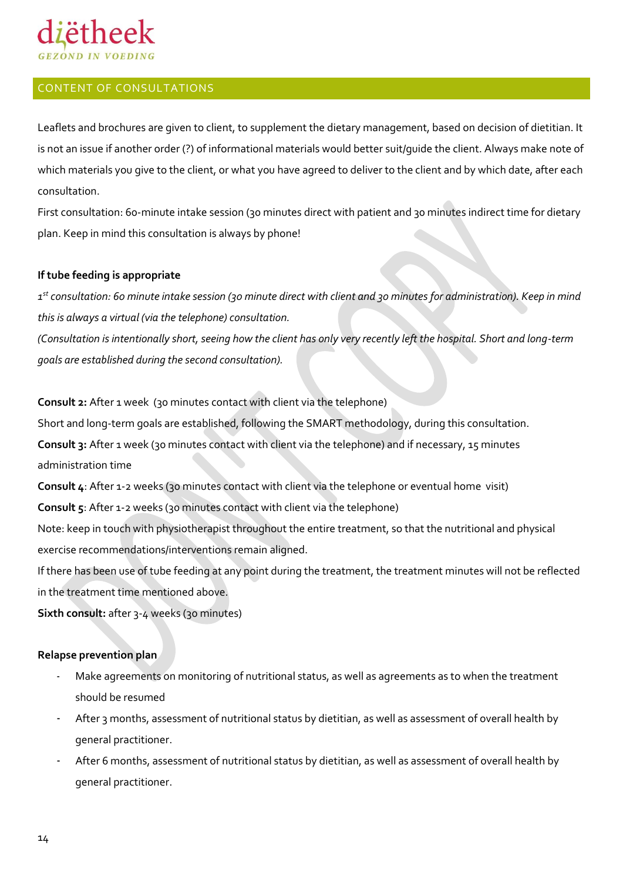## CONTENT OF CONSULTATIONS

Leaflets and brochures are given to client, to supplement the dietary management, based on decision of dietitian. It is not an issue if another order (?) of informational materials would better suit/guide the client. Always make note of which materials you give to the client, or what you have agreed to deliver to the client and by which date, after each consultation.

First consultation: 60-minute intake session (30 minutes direct with patient and 30 minutes indirect time for dietary plan. Keep in mind this consultation is always by phone!

**If tube feeding is appropriate**

*1st consultation: 60 minute intake session (30 minute direct with client and 30 minutes for administration). Keep in mind this is always a virtual (via the telephone) consultation.*

*(Consultation is intentionally short, seeing how the client has only very recently left the hospital. Short and long-term goals are established during the second consultation).*

**Consult 2:** After 1 week (30 minutes contact with client via the telephone)

Short and long-term goals are established, following the SMART methodology, during this consultation.

**Consult 3:** After 1 week (30 minutes contact with client via the telephone) and if necessary, 15 minutes administration time

**Consult 4**: After 1-2 weeks (30 minutes contact with client via the telephone or eventual home visit)

**Consult 5**: After 1-2 weeks (30 minutes contact with client via the telephone)

Note: keep in touch with physiotherapist throughout the entire treatment, so that the nutritional and physical exercise recommendations/interventions remain aligned.

If there has been use of tube feeding at any point during the treatment, the treatment minutes will not be reflected in the treatment time mentioned above.

**Sixth consult:** after 3-4 weeks (30 minutes)

**Relapse prevention plan**

- Make agreements on monitoring of nutritional status, as well as agreements as to when the treatment should be resumed
- After 3 months, assessment of nutritional status by dietitian, as well as assessment of overall health by general practitioner.
- After 6 months, assessment of nutritional status by dietitian, as well as assessment of overall health by general practitioner.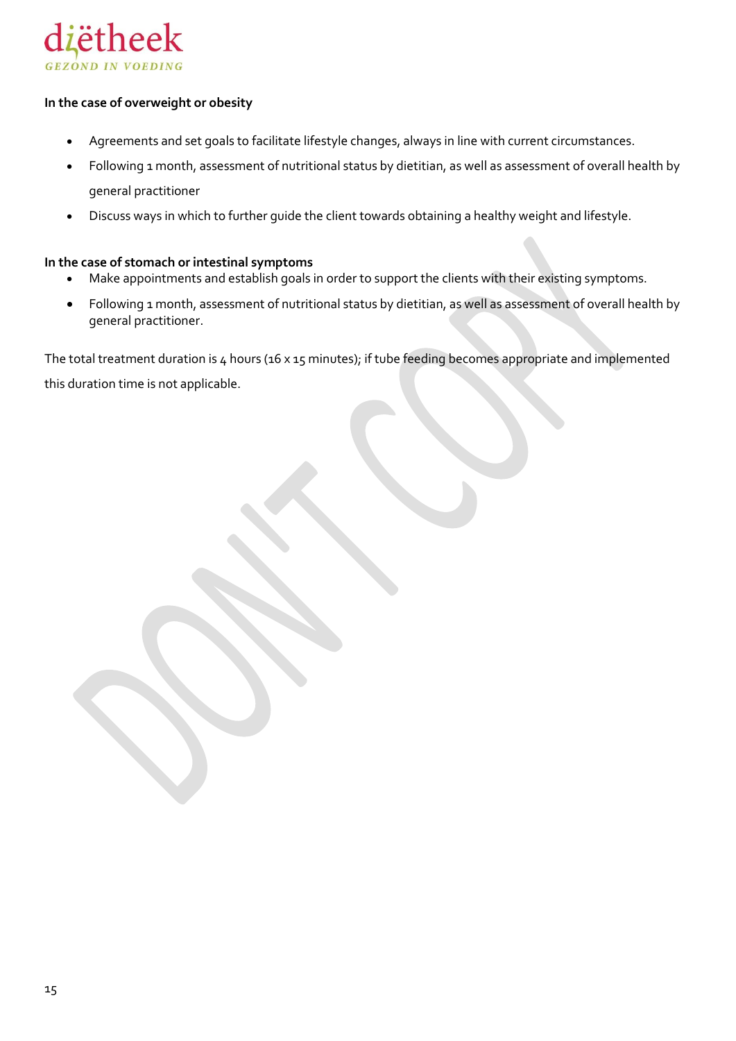**In the case of overweight or obesity**

- Agreements and set goals to facilitate lifestyle changes, always in line with current circumstances.
- Following 1 month, assessment of nutritional status by dietitian, as well as assessment of overall health by general practitioner
- Discuss ways in which to further guide the client towards obtaining a healthy weight and lifestyle.

**In the case of stomach or intestinal symptoms**

- Make appointments and establish goals in order to support the clients with their existing symptoms.
- Following 1 month, assessment of nutritional status by dietitian, as well as assessment of overall health by general practitioner.

The total treatment duration is 4 hours (16 x 15 minutes); if tube feeding becomes appropriate and implemented this duration time is not applicable.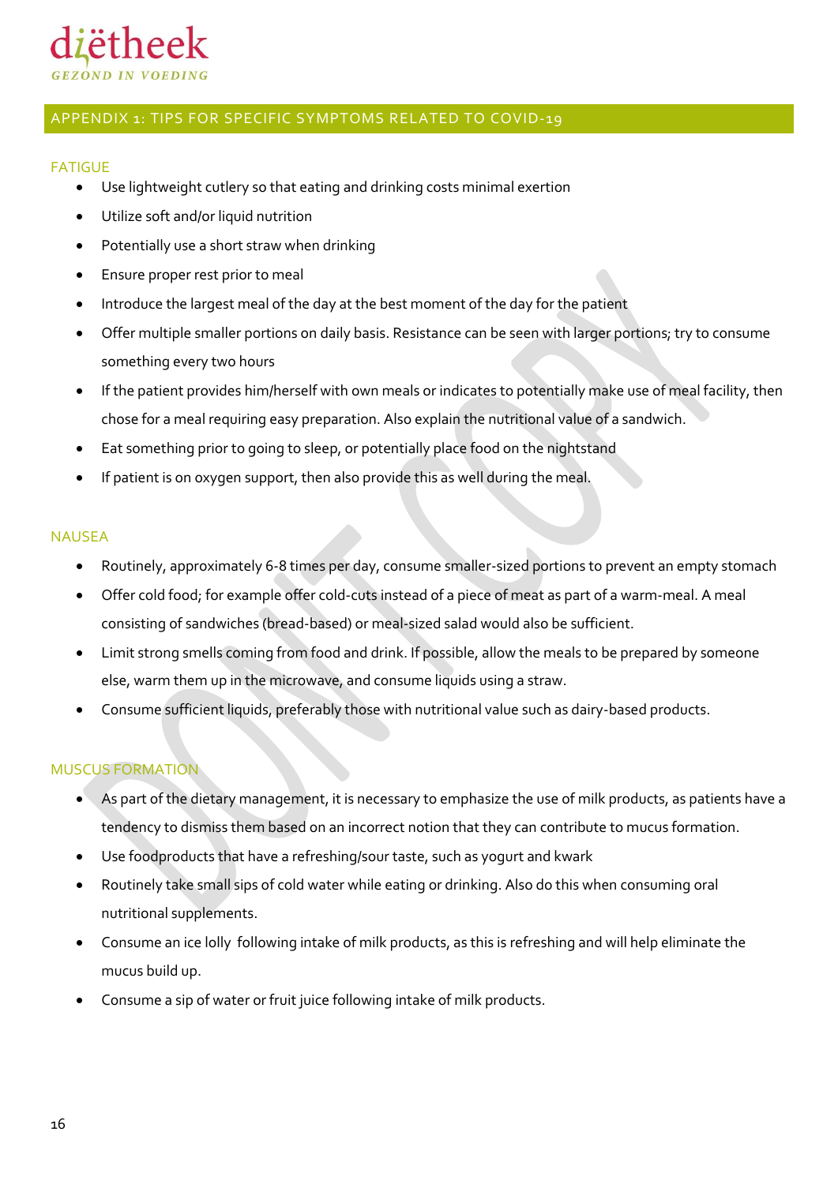## APPENDIX 1: TIPS FOR SPECIFIC SYMPTOMS RELATED TO COVID-19

### FATIGUE

- Use lightweight cutlery so that eating and drinking costs minimal exertion
- Utilize soft and/or liquid nutrition
- Potentially use a short straw when drinking
- Ensure proper rest prior to meal
- Introduce the largest meal of the day at the best moment of the day for the patient
- Offer multiple smaller portions on daily basis. Resistance can be seen with larger portions; try to consume something every two hours
- If the patient provides him/herself with own meals or indicates to potentially make use of meal facility, then chose for a meal requiring easy preparation. Also explain the nutritional value of a sandwich.
- Eat something prior to going to sleep, or potentially place food on the nightstand
- If patient is on oxygen support, then also provide this as well during the meal.

### NAUSEA

- Routinely, approximately 6-8 times per day, consume smaller-sized portions to prevent an empty stomach
- Offer cold food; for example offer cold-cuts instead of a piece of meat as part of a warm-meal. A meal consisting of sandwiches (bread-based) or meal-sized salad would also be sufficient.
- Limit strong smells coming from food and drink. If possible, allow the meals to be prepared by someone else, warm them up in the microwave, and consume liquids using a straw.
- Consume sufficient liquids, preferably those with nutritional value such as dairy-based products.

### MUSCUS FORMATION

- As part of the dietary management, it is necessary to emphasize the use of milk products, as patients have a tendency to dismiss them based on an incorrect notion that they can contribute to mucus formation.
- Use foodproducts that have a refreshing/sour taste, such as yogurt and kwark
- Routinely take small sips of cold water while eating or drinking. Also do this when consuming oral nutritional supplements.
- Consume an ice lolly following intake of milk products, as this is refreshing and will help eliminate the mucus build up.
- Consume a sip of water or fruit juice following intake of milk products.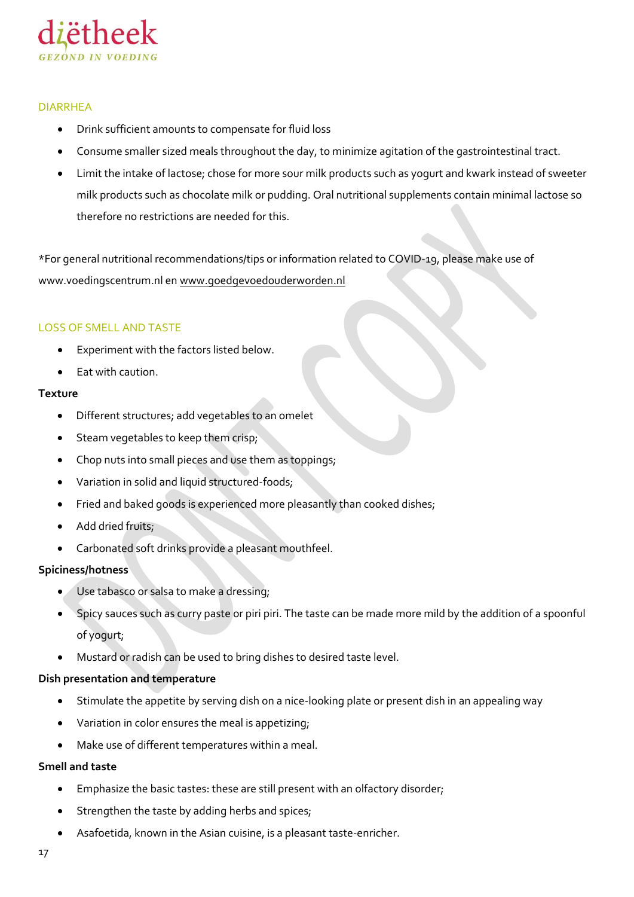## DIARRHEA

- Drink sufficient amounts to compensate for fluid loss
- Consume smaller sized meals throughout the day, to minimize agitation of the gastrointestinal tract.
- Limit the intake of lactose; chose for more sour milk products such as yogurt and kwark instead of sweeter milk products such as chocolate milk or pudding. Oral nutritional supplements contain minimal lactose so therefore no restrictions are needed for this.

*For general nutritional recommendations/tips or information related to COVID-19, please make use of www.voedingscentrum.nl en www.goedgevoedouderworden.nl

## LOSS OF SMELL AND TASTE

- Experiment with the factors listed below.
- Eat with caution.

**Texture**

- Different structures; add vegetables to an omelet
- Steam vegetables to keep them crisp;
- Chop nuts into small pieces and use them as toppings;
- Variation in solid and liquid structured-foods;
- Fried and baked goods is experienced more pleasantly than cooked dishes;
- Add dried fruits;
- Carbonated soft drinks provide a pleasant mouthfeel.

**Spiciness/hotness**

- Use tabasco or salsa to make a dressing;
- Spicy sauces such as curry paste or piri piri. The taste can be made more mild by the addition of a spoonful of yogurt;
- Mustard or radish can be used to bring dishes to desired taste level.

**Dish presentation and temperature**

- Stimulate the appetite by serving dish on a nice-looking plate or present dish in an appealing way
- Variation in color ensures the meal is appetizing;
- Make use of different temperatures within a meal.

**Smell and taste**

- Emphasize the basic tastes: these are still present with an olfactory disorder;
- Strengthen the taste by adding herbs and spices;
- Asafoetida, known in the Asian cuisine, is a pleasant taste-enricher.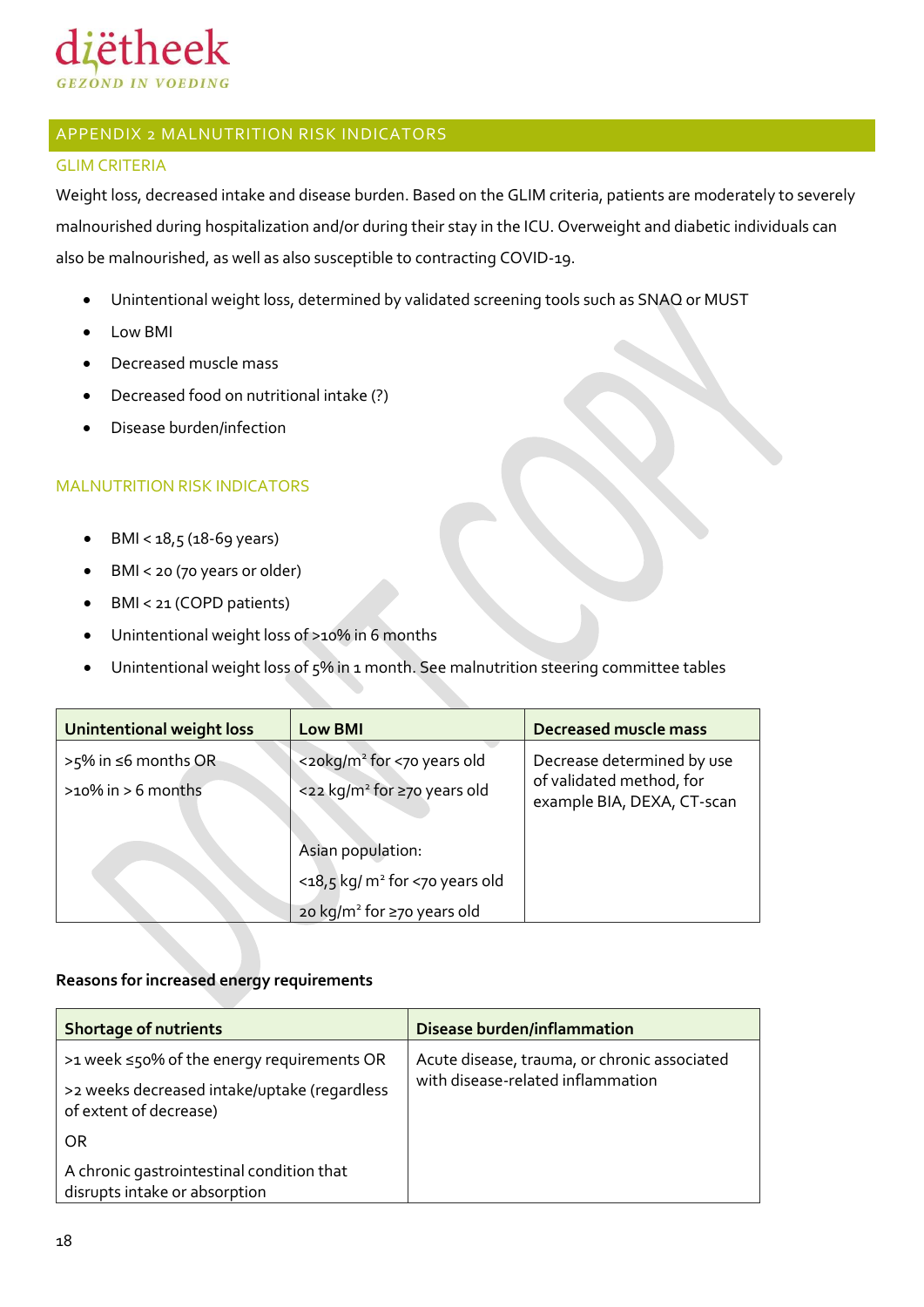## APPENDIX 2 MALNUTRITION RISK INDICATORS

### GLIM CRITERIA

Weight loss, decreased intake and disease burden. Based on the GLIM criteria, patients are moderately to severely malnourished during hospitalization and/or during their stay in the ICU. Overweight and diabetic individuals can also be malnourished, as well as also susceptible to contracting COVID-19.

- Unintentional weight loss, determined by validated screening tools such as SNAQ or MUST
- Low BMI
- Decreased muscle mass
- Decreased food on nutritional intake (?)
- Disease burden/infection

### MALNUTRITION RISK INDICATORS

- BMI < 18,5 (18-69 years)
- BMI < 20 (70 years or older)
- BMI < 21 (COPD patients)
- Unintentional weight loss of >10% in 6 months
- Unintentional weight loss of 5% in 1 month. See malnutrition steering committee tables

| Unintentional weight loss | Low BMI | Decreased muscle mass |
|---|---|---|
| >5% in ≤6 months OR<br>>10% in > 6 months | <20kg/m² for <70 years old<br><22 kg/m² for ≥70 years old<br><br>Asian population:<br><18,5 kg/ m² for <70 years old<br>20 kg/m² for ≥70 years old | Decrease determined by use of validated method, for example BIA, DEXA, CT-scan |

**Reasons for increased energy requirements**

| Shortage of nutrients | Disease burden/inflammation |
|---|---|
| >1 week ≤50% of the energy requirements OR<br>>2 weeks decreased intake/uptake (regardless of extent of decrease)<br>OR<br>A chronic gastrointestinal condition that disrupts intake or absorption | Acute disease, trauma, or chronic associated with disease-related inflammation |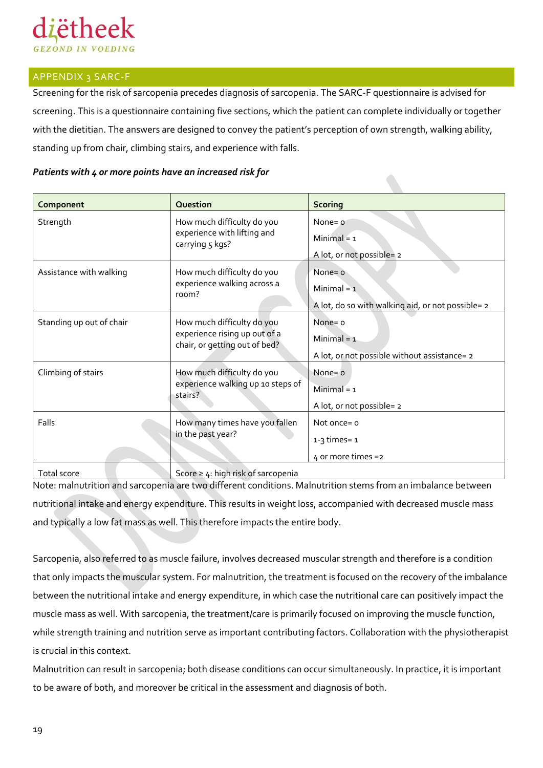## APPENDIX 3 SARC-F

Screening for the risk of sarcopenia precedes diagnosis of sarcopenia. The SARC-F questionnaire is advised for screening. This is a questionnaire containing five sections, which the patient can complete individually or together with the dietitian. The answers are designed to convey the patient's perception of own strength, walking ability, standing up from chair, climbing stairs, and experience with falls.

***Patients with 4 or more points have an increased risk for***

| Component | Question | Scoring |
|---|---|---|
| Strength | How much difficulty do you experience with lifting and carrying 5 kgs? | None= 0<br>Minimal = 1<br>A lot, or not possible= 2 |
| Assistance with walking | How much difficulty do you experience walking across a room? | None= 0<br>Minimal = 1<br>A lot, do so with walking aid, or not possible= 2 |
| Standing up out of chair | How much difficulty do you experience rising up out of a chair, or getting out of bed? | None= 0<br>Minimal = 1<br>A lot, or not possible without assistance= 2 |
| Climbing of stairs | How much difficulty do you experience walking up 10 steps of stairs? | None= 0<br>Minimal = 1<br>A lot, or not possible= 2 |
| Falls | How many times have you fallen in the past year? | Not once= 0<br>1-3 times= 1<br>4 or more times =2 |
| Total score | Score ≥ 4: high risk of sarcopenia | |

Note: malnutrition and sarcopenia are two different conditions. Malnutrition stems from an imbalance between nutritional intake and energy expenditure. This results in weight loss, accompanied with decreased muscle mass and typically a low fat mass as well. This therefore impacts the entire body.

Sarcopenia, also referred to as muscle failure, involves decreased muscular strength and therefore is a condition that only impacts the muscular system. For malnutrition, the treatment is focused on the recovery of the imbalance between the nutritional intake and energy expenditure, in which case the nutritional care can positively impact the muscle mass as well. With sarcopenia, the treatment/care is primarily focused on improving the muscle function, while strength training and nutrition serve as important contributing factors. Collaboration with the physiotherapist is crucial in this context.

Malnutrition can result in sarcopenia; both disease conditions can occur simultaneously. In practice, it is important to be aware of both, and moreover be critical in the assessment and diagnosis of both.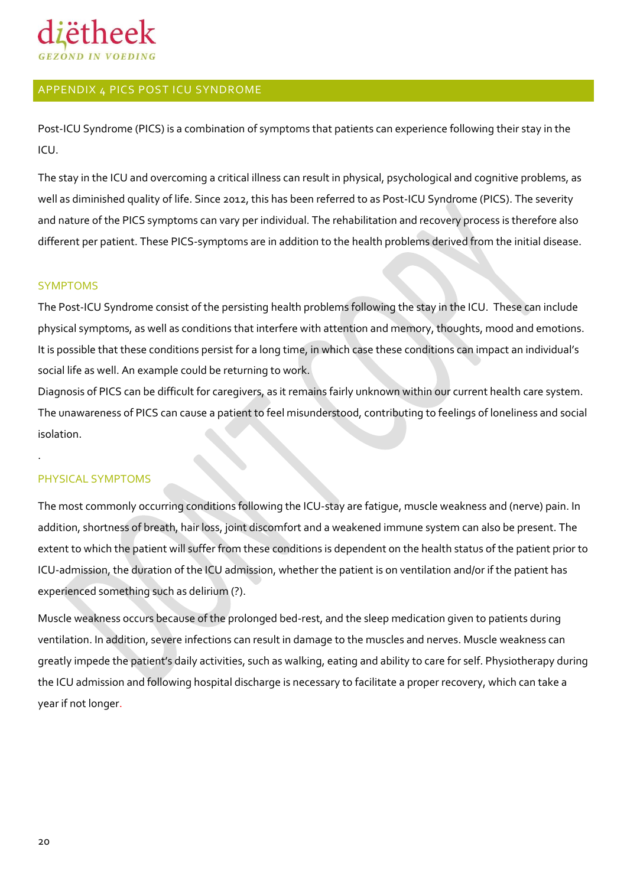## APPENDIX 4 PICS POST ICU SYNDROME

Post-ICU Syndrome (PICS) is a combination of symptoms that patients can experience following their stay in the ICU.

The stay in the ICU and overcoming a critical illness can result in physical, psychological and cognitive problems, as well as diminished quality of life. Since 2012, this has been referred to as Post-ICU Syndrome (PICS). The severity and nature of the PICS symptoms can vary per individual. The rehabilitation and recovery process is therefore also different per patient. These PICS-symptoms are in addition to the health problems derived from the initial disease.

### SYMPTOMS

The Post-ICU Syndrome consist of the persisting health problems following the stay in the ICU. These can include physical symptoms, as well as conditions that interfere with attention and memory, thoughts, mood and emotions. It is possible that these conditions persist for a long time, in which case these conditions can impact an individual's social life as well. An example could be returning to work.

Diagnosis of PICS can be difficult for caregivers, as it remains fairly unknown within our current health care system. The unawareness of PICS can cause a patient to feel misunderstood, contributing to feelings of loneliness and social isolation.

.

### PHYSICAL SYMPTOMS

The most commonly occurring conditions following the ICU-stay are fatigue, muscle weakness and (nerve) pain. In addition, shortness of breath, hair loss, joint discomfort and a weakened immune system can also be present. The extent to which the patient will suffer from these conditions is dependent on the health status of the patient prior to ICU-admission, the duration of the ICU admission, whether the patient is on ventilation and/or if the patient has experienced something such as delirium (?).

Muscle weakness occurs because of the prolonged bed-rest, and the sleep medication given to patients during ventilation. In addition, severe infections can result in damage to the muscles and nerves. Muscle weakness can greatly impede the patient's daily activities, such as walking, eating and ability to care for self. Physiotherapy during the ICU admission and following hospital discharge is necessary to facilitate a proper recovery, which can take a year if not longer.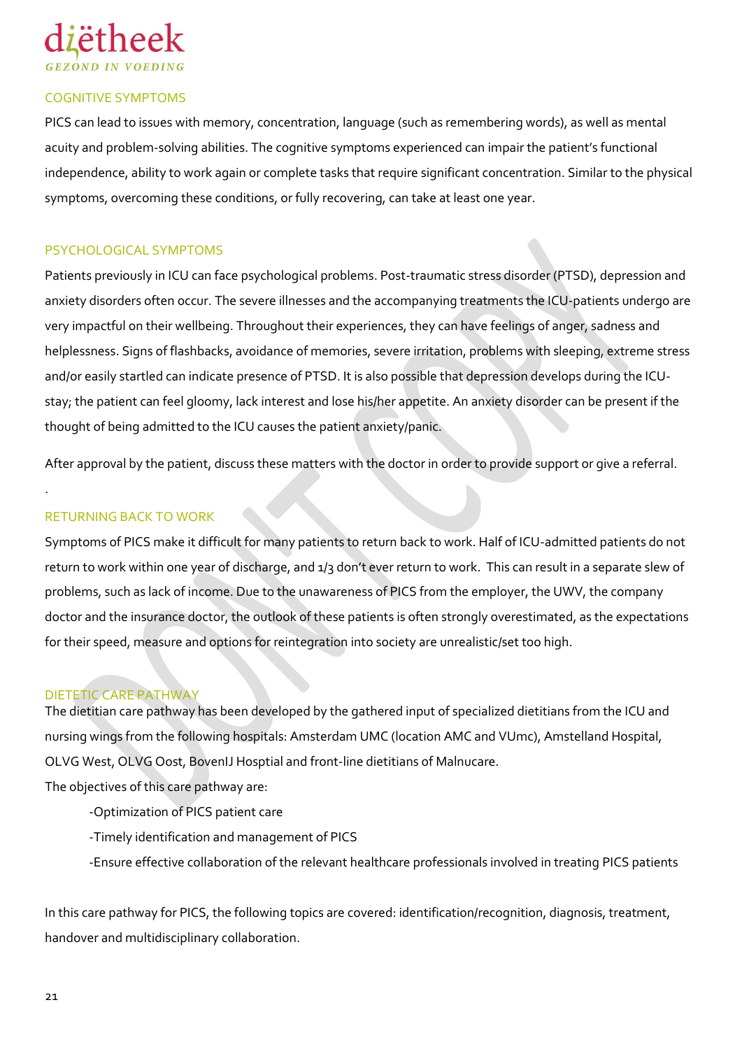## COGNITIVE SYMPTOMS

PICS can lead to issues with memory, concentration, language (such as remembering words), as well as mental acuity and problem-solving abilities. The cognitive symptoms experienced can impair the patient's functional independence, ability to work again or complete tasks that require significant concentration. Similar to the physical symptoms, overcoming these conditions, or fully recovering, can take at least one year.

## PSYCHOLOGICAL SYMPTOMS

Patients previously in ICU can face psychological problems. Post-traumatic stress disorder (PTSD), depression and anxiety disorders often occur. The severe illnesses and the accompanying treatments the ICU-patients undergo are very impactful on their wellbeing. Throughout their experiences, they can have feelings of anger, sadness and helplessness. Signs of flashbacks, avoidance of memories, severe irritation, problems with sleeping, extreme stress and/or easily startled can indicate presence of PTSD. It is also possible that depression develops during the ICU-stay; the patient can feel gloomy, lack interest and lose his/her appetite. An anxiety disorder can be present if the thought of being admitted to the ICU causes the patient anxiety/panic.

After approval by the patient, discuss these matters with the doctor in order to provide support or give a referral.

.

## RETURNING BACK TO WORK

Symptoms of PICS make it difficult for many patients to return back to work. Half of ICU-admitted patients do not return to work within one year of discharge, and 1/3 don't ever return to work.  This can result in a separate slew of problems, such as lack of income. Due to the unawareness of PICS from the employer, the UWV, the company doctor and the insurance doctor, the outlook of these patients is often strongly overestimated, as the expectations for their speed, measure and options for reintegration into society are unrealistic/set too high.

## DIETETIC CARE PATHWAY

The dietitian care pathway has been developed by the gathered input of specialized dietitians from the ICU and nursing wings from the following hospitals: Amsterdam UMC (location AMC and VUmc), Amstelland Hospital, OLVG West, OLVG Oost, BovenIJ Hosptial and front-line dietitians of Malnucare.

The objectives of this care pathway are:

- Optimization of PICS patient care
- Timely identification and management of PICS
- Ensure effective collaboration of the relevant healthcare professionals involved in treating PICS patients

In this care pathway for PICS, the following topics are covered: identification/recognition, diagnosis, treatment, handover and multidisciplinary collaboration.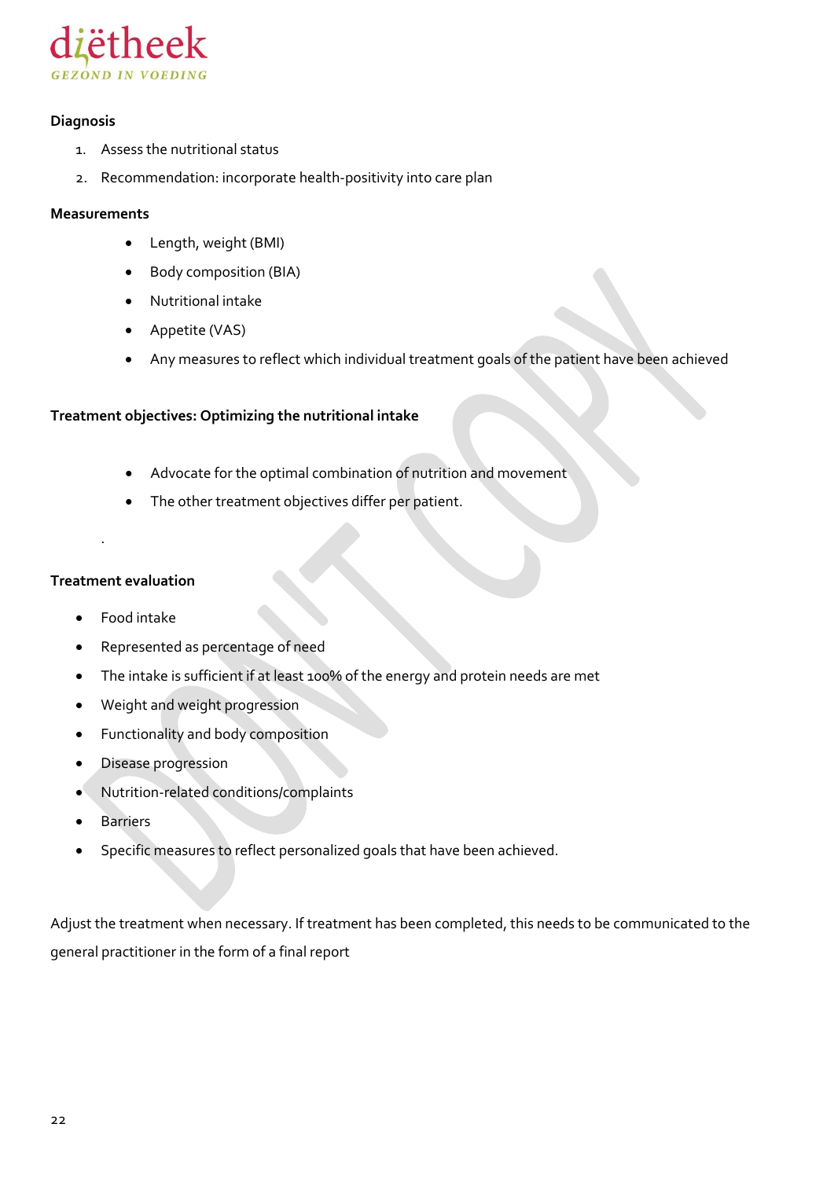**Diagnosis**

1. Assess the nutritional status
2. Recommendation: incorporate health-positivity into care plan

**Measurements**

- Length, weight (BMI)
- Body composition (BIA)
- Nutritional intake
- Appetite (VAS)
- Any measures to reflect which individual treatment goals of the patient have been achieved

**Treatment objectives: Optimizing the nutritional intake**

- Advocate for the optimal combination of nutrition and movement
- The other treatment objectives differ per patient.

.

**Treatment evaluation**

- Food intake
- Represented as percentage of need
- The intake is sufficient if at least 100% of the energy and protein needs are met
- Weight and weight progression
- Functionality and body composition
- Disease progression
- Nutrition-related conditions/complaints
- Barriers
- Specific measures to reflect personalized goals that have been achieved.

Adjust the treatment when necessary. If treatment has been completed, this needs to be communicated to the general practitioner in the form of a final report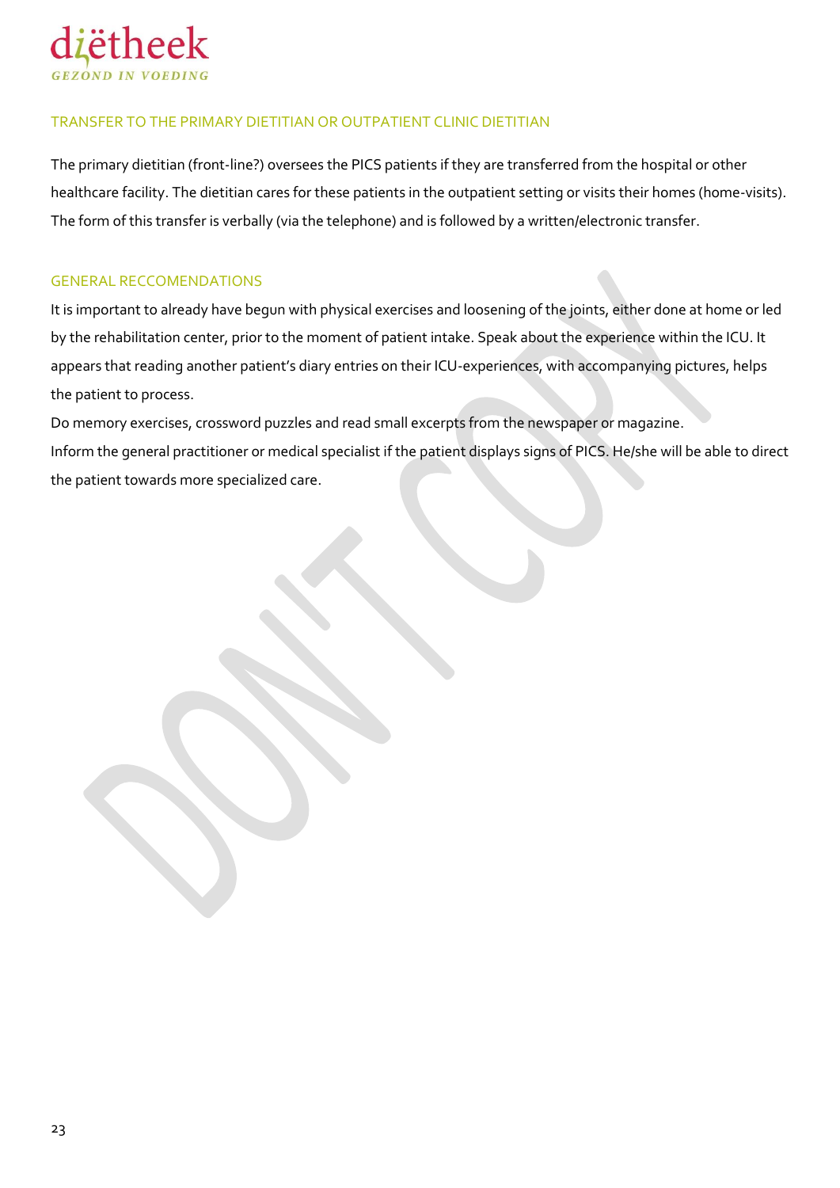## TRANSFER TO THE PRIMARY DIETITIAN OR OUTPATIENT CLINIC DIETITIAN

The primary dietitian (front-line?) oversees the PICS patients if they are transferred from the hospital or other healthcare facility. The dietitian cares for these patients in the outpatient setting or visits their homes (home-visits). The form of this transfer is verbally (via the telephone) and is followed by a written/electronic transfer.

## GENERAL RECCOMENDATIONS

It is important to already have begun with physical exercises and loosening of the joints, either done at home or led by the rehabilitation center, prior to the moment of patient intake. Speak about the experience within the ICU. It appears that reading another patient's diary entries on their ICU-experiences, with accompanying pictures, helps the patient to process.

Do memory exercises, crossword puzzles and read small excerpts from the newspaper or magazine.

Inform the general practitioner or medical specialist if the patient displays signs of PICS. He/she will be able to direct the patient towards more specialized care.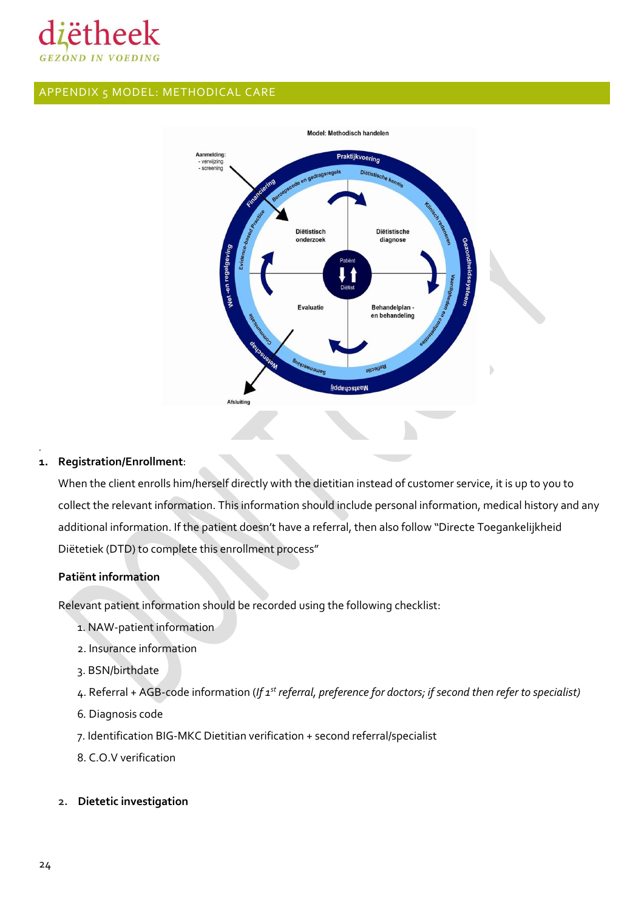## APPENDIX 5 MODEL: METHODICAL CARE

**Model: Methodisch handelen**

Aanmelding:
- verwijzing
- screening

Diëtistisch onderzoek | Diëtistische diagnose | Evaluatie | Behandelplan - en behandeling | Patiënt | Diëtist | Afsluiting

Praktijkvoering | Diëtistische kennis | Klinisch redeneren | Gezondheidssysteem | Vaardigheden en competenties | Reflectie | Maatschappij | Samenwerking | Wetenschap | Communicatie | Wet- en regelgeving | Evidence-based Practice | Financiering | Beroepscode en gedragsregels

1. **Registration/Enrollment**:

   When the client enrolls him/herself directly with the dietitian instead of customer service, it is up to you to collect the relevant information. This information should include personal information, medical history and any additional information. If the patient doesn't have a referral, then also follow "Directe Toegankelijkheid Diëtetiek (DTD) to complete this enrollment process"

   **Patiënt information**

   Relevant patient information should be recorded using the following checklist:

   1. NAW-patient information
   2. Insurance information
   3. BSN/birthdate
   4. Referral + AGB-code information (*If 1st referral, preference for doctors; if second then refer to specialist)*
   6. Diagnosis code
   7. Identification BIG-MKC Dietitian verification + second referral/specialist
   8. C.O.V verification

2. **Dietetic investigation**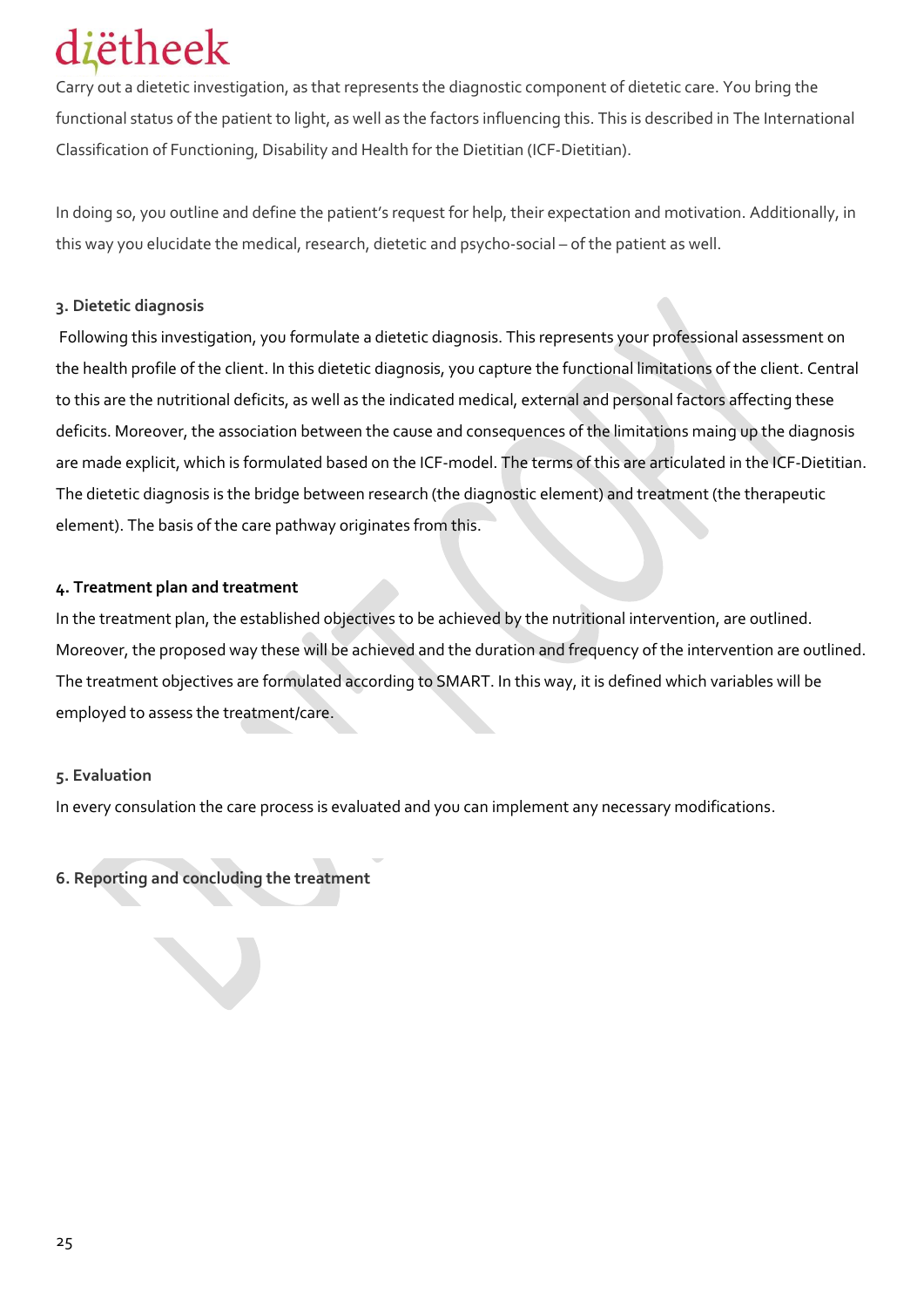Carry out a dietetic investigation, as that represents the diagnostic component of dietetic care. You bring the functional status of the patient to light, as well as the factors influencing this. This is described in The International Classification of Functioning, Disability and Health for the Dietitian (ICF-Dietitian).

In doing so, you outline and define the patient's request for help, their expectation and motivation. Additionally, in this way you elucidate the medical, research, dietetic and psycho-social – of the patient as well.

#### 3. Dietetic diagnosis

Following this investigation, you formulate a dietetic diagnosis. This represents your professional assessment on the health profile of the client. In this dietetic diagnosis, you capture the functional limitations of the client. Central to this are the nutritional deficits, as well as the indicated medical, external and personal factors affecting these deficits. Moreover, the association between the cause and consequences of the limitations maing up the diagnosis are made explicit, which is formulated based on the ICF-model. The terms of this are articulated in the ICF-Dietitian. The dietetic diagnosis is the bridge between research (the diagnostic element) and treatment (the therapeutic element). The basis of the care pathway originates from this.

#### 4. Treatment plan and treatment

In the treatment plan, the established objectives to be achieved by the nutritional intervention, are outlined. Moreover, the proposed way these will be achieved and the duration and frequency of the intervention are outlined. The treatment objectives are formulated according to SMART. In this way, it is defined which variables will be employed to assess the treatment/care.

#### 5. Evaluation

In every consulation the care process is evaluated and you can implement any necessary modifications.

#### 6. Reporting and concluding the treatment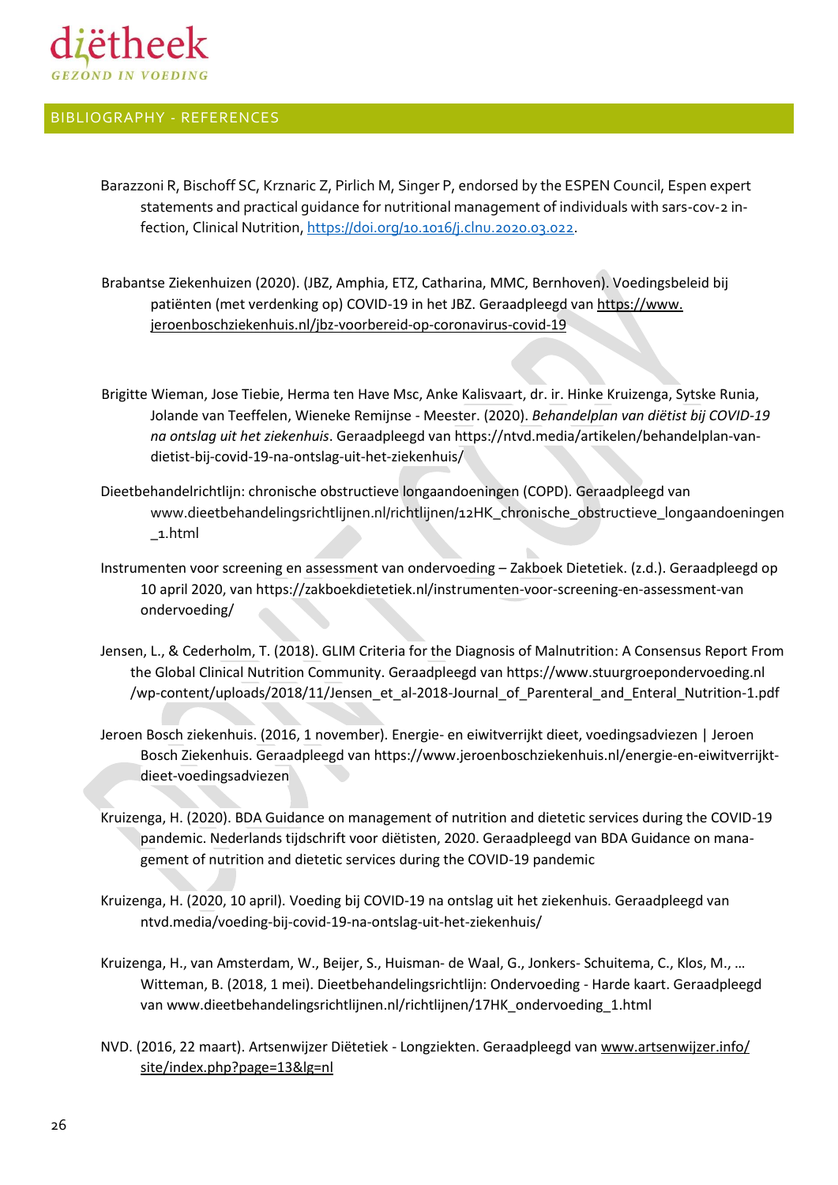## BIBLIOGRAPHY - REFERENCES

Barazzoni R, Bischoff SC, Krznaric Z, Pirlich M, Singer P, endorsed by the ESPEN Council, Espen expert statements and practical guidance for nutritional management of individuals with sars-cov-2 infection, Clinical Nutrition, https://doi.org/10.1016/j.clnu.2020.03.022.

Brabantse Ziekenhuizen (2020). (JBZ, Amphia, ETZ, Catharina, MMC, Bernhoven). Voedingsbeleid bij patiënten (met verdenking op) COVID-19 in het JBZ. Geraadpleegd van https://www.jeroenboschziekenhuis.nl/jbz-voorbereid-op-coronavirus-covid-19

Brigitte Wieman, Jose Tiebie, Herma ten Have Msc, Anke Kalisvaart, dr. ir. Hinke Kruizenga, Sytske Runia, Jolande van Teeffelen, Wieneke Remijnse - Meester. (2020). *Behandelplan van diëtist bij COVID-19 na ontslag uit het ziekenhuis*. Geraadpleegd van https://ntvd.media/artikelen/behandelplan-van-dietist-bij-covid-19-na-ontslag-uit-het-ziekenhuis/

Dieetbehandelrichtlijn: chronische obstructieve longaandoeningen (COPD). Geraadpleegd van www.dieetbehandelingsrichtlijnen.nl/richtlijnen/12HK_chronische_obstructieve_longaandoeningen_1.html

Instrumenten voor screening en assessment van ondervoeding – Zakboek Dietetiek. (z.d.). Geraadpleegd op 10 april 2020, van https://zakboekdietetiek.nl/instrumenten-voor-screening-en-assessment-van ondervoeding/

Jensen, L., & Cederholm, T. (2018). GLIM Criteria for the Diagnosis of Malnutrition: A Consensus Report From the Global Clinical Nutrition Community. Geraadpleegd van https://www.stuurgroepondervoeding.nl/wp-content/uploads/2018/11/Jensen_et_al-2018-Journal_of_Parenteral_and_Enteral_Nutrition-1.pdf

Jeroen Bosch ziekenhuis. (2016, 1 november). Energie- en eiwitverrijkt dieet, voedingsadviezen | Jeroen Bosch Ziekenhuis. Geraadpleegd van https://www.jeroenboschziekenhuis.nl/energie-en-eiwitverrijkt-dieet-voedingsadviezen

Kruizenga, H. (2020). BDA Guidance on management of nutrition and dietetic services during the COVID-19 pandemic. Nederlands tijdschrift voor diëtisten, 2020. Geraadpleegd van BDA Guidance on management of nutrition and dietetic services during the COVID-19 pandemic

Kruizenga, H. (2020, 10 april). Voeding bij COVID-19 na ontslag uit het ziekenhuis. Geraadpleegd van ntvd.media/voeding-bij-covid-19-na-ontslag-uit-het-ziekenhuis/

Kruizenga, H., van Amsterdam, W., Beijer, S., Huisman- de Waal, G., Jonkers- Schuitema, C., Klos, M., … Witteman, B. (2018, 1 mei). Dieetbehandelingsrichtlijn: Ondervoeding - Harde kaart. Geraadpleegd van www.dieetbehandelingsrichtlijnen.nl/richtlijnen/17HK_ondervoeding_1.html

NVD. (2016, 22 maart). Artsenwijzer Diëtetiek - Longziekten. Geraadpleegd van www.artsenwijzer.info/site/index.php?page=13&lg=nl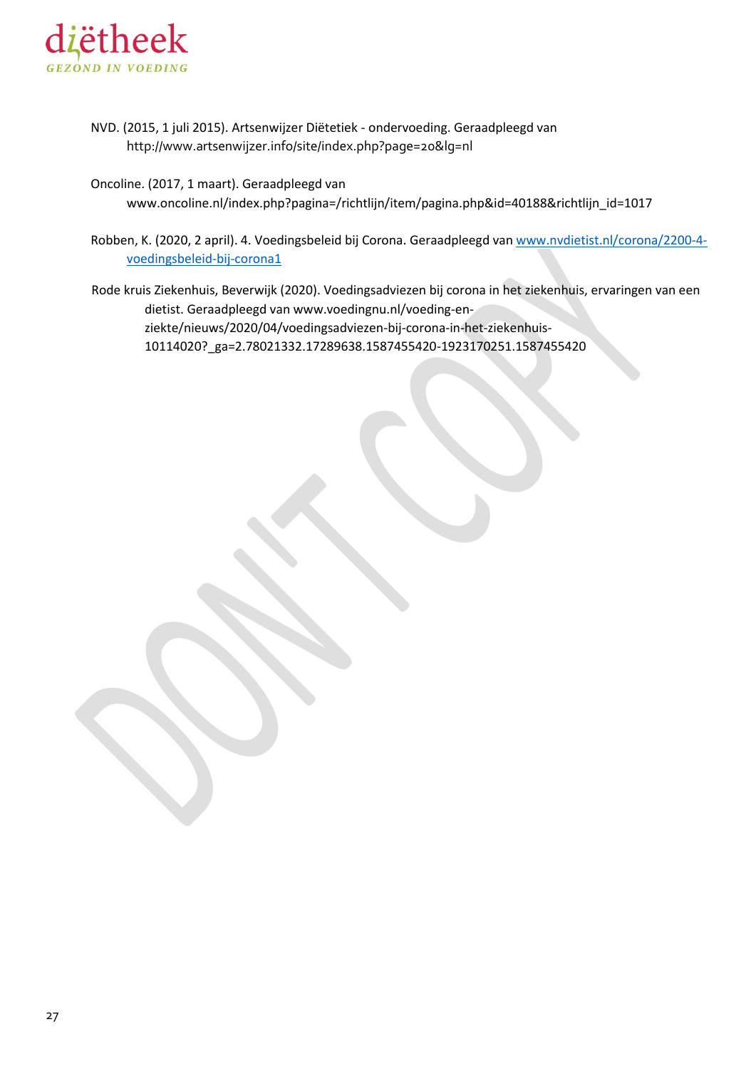NVD. (2015, 1 juli 2015). Artsenwijzer Diëtetiek - ondervoeding. Geraadpleegd van http://www.artsenwijzer.info/site/index.php?page=20&lg=nl

Oncoline. (2017, 1 maart). Geraadpleegd van www.oncoline.nl/index.php?pagina=/richtlijn/item/pagina.php&id=40188&richtlijn_id=1017

Robben, K. (2020, 2 april). 4. Voedingsbeleid bij Corona. Geraadpleegd van [www.nvdietist.nl/corona/2200-4-voedingsbeleid-bij-corona1](www.nvdietist.nl/corona/2200-4-voedingsbeleid-bij-corona1)

Rode kruis Ziekenhuis, Beverwijk (2020). Voedingsadviezen bij corona in het ziekenhuis, ervaringen van een dietist. Geraadpleegd van www.voedingnu.nl/voeding-en-ziekte/nieuws/2020/04/voedingsadviezen-bij-corona-in-het-ziekenhuis-10114020?_ga=2.78021332.17289638.1587455420-1923170251.1587455420